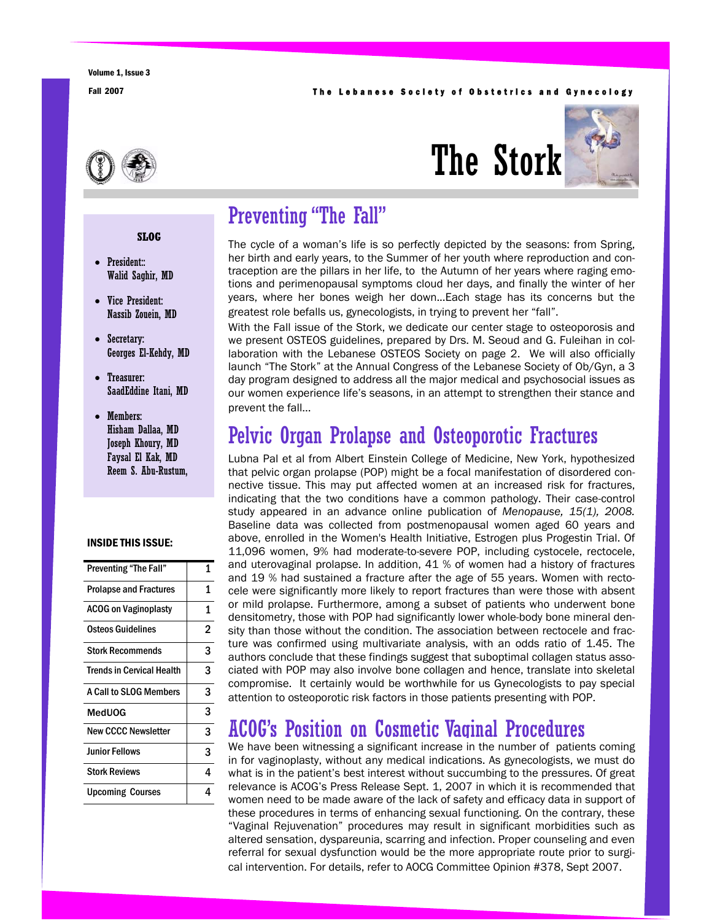The Lebanese Society of Obstetrics and Gynecology

# The Stork

## SLOG

- President:: Walid Saghir, MD
- Vice President: Nassib Zouein, MD
- Secretary: Georges El-Kehdy, MD
- Treasurer: SaadEddine Itani, MD
- Members: Hisham Dallaa, MD Joseph Khoury, MD Faysal El Kak, MD Reem S. Abu-Rustum,

**INSIDE THIS ISSUE:**

| | |
|---|---|
| Preventing "The Fall" | 1 |
| Prolapse and Fractures | 1 |
| ACOG on Vaginoplasty | 1 |
| Osteos Guidelines | 2 |
| Stork Recommends | 3 |
| Trends in Cervical Health | 3 |
| A Call to SLOG Members | 3 |
| MedUOG | 3 |
| New CCCC Newsletter | 3 |
| Junior Fellows | 3 |
| Stork Reviews | 4 |
| Upcoming Courses | 4 |

## Preventing "The Fall"

The cycle of a woman's life is so perfectly depicted by the seasons: from Spring, her birth and early years, to the Summer of her youth where reproduction and contraception are the pillars in her life, to the Autumn of her years where raging emotions and perimenopausal symptoms cloud her days, and finally the winter of her years, where her bones weigh her down…Each stage has its concerns but the greatest role befalls us, gynecologists, in trying to prevent her "fall".

With the Fall issue of the Stork, we dedicate our center stage to osteoporosis and we present OSTEOS guidelines, prepared by Drs. M. Seoud and G. Fuleihan in collaboration with the Lebanese OSTEOS Society on page 2. We will also officially launch "The Stork" at the Annual Congress of the Lebanese Society of Ob/Gyn, a 3 day program designed to address all the major medical and psychosocial issues as our women experience life's seasons, in an attempt to strengthen their stance and prevent the fall…

## Pelvic Organ Prolapse and Osteoporotic Fractures

Lubna Pal et al from Albert Einstein College of Medicine, New York, hypothesized that pelvic organ prolapse (POP) might be a focal manifestation of disordered connective tissue. This may put affected women at an increased risk for fractures, indicating that the two conditions have a common pathology. Their case-control study appeared in an advance online publication of *Menopause, 15(1), 2008.* Baseline data was collected from postmenopausal women aged 60 years and above, enrolled in the Women's Health Initiative, Estrogen plus Progestin Trial. Of 11,096 women, 9% had moderate-to-severe POP, including cystocele, rectocele, and uterovaginal prolapse. In addition, 41 % of women had a history of fractures and 19 % had sustained a fracture after the age of 55 years. Women with rectocele were significantly more likely to report fractures than were those with absent or mild prolapse. Furthermore, among a subset of patients who underwent bone densitometry, those with POP had significantly lower whole-body bone mineral density than those without the condition. The association between rectocele and fracture was confirmed using multivariate analysis, with an odds ratio of 1.45. The authors conclude that these findings suggest that suboptimal collagen status associated with POP may also involve bone collagen and hence, translate into skeletal compromise. It certainly would be worthwhile for us Gynecologists to pay special attention to osteoporotic risk factors in those patients presenting with POP.

## ACOG's Position on Cosmetic Vaginal Procedures

We have been witnessing a significant increase in the number of patients coming in for vaginoplasty, without any medical indications. As gynecologists, we must do what is in the patient's best interest without succumbing to the pressures. Of great relevance is ACOG's Press Release Sept. 1, 2007 in which it is recommended that women need to be made aware of the lack of safety and efficacy data in support of these procedures in terms of enhancing sexual functioning. On the contrary, these "Vaginal Rejuvenation" procedures may result in significant morbidities such as altered sensation, dyspareunia, scarring and infection. Proper counseling and even referral for sexual dysfunction would be the more appropriate route prior to surgical intervention. For details, refer to AOCG Committee Opinion #378, Sept 2007.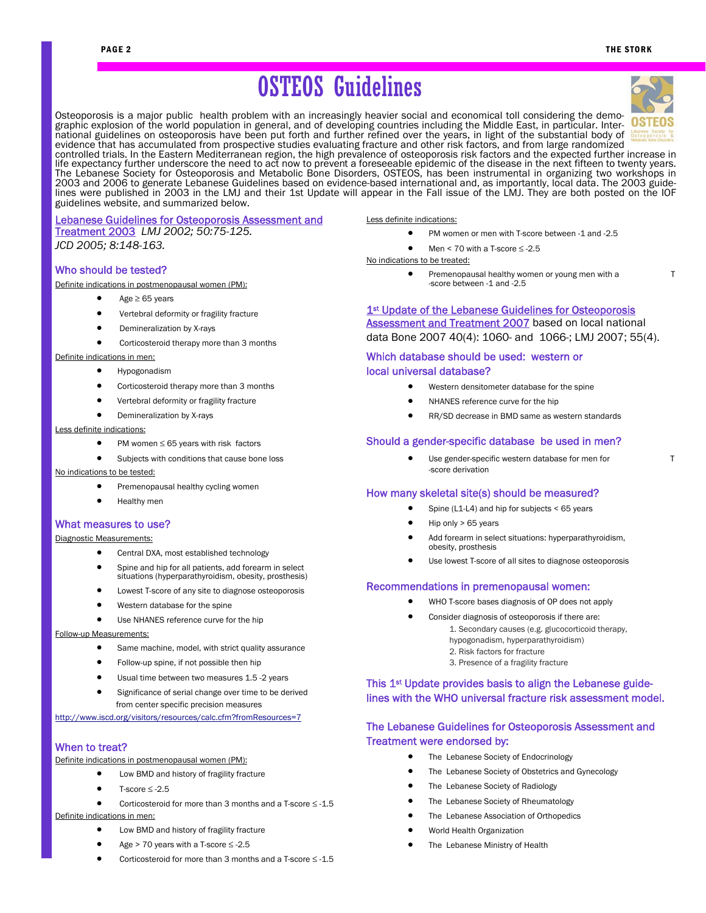# OSTEOS Guidelines

Osteoporosis is a major public health problem with an increasingly heavier social and economical toll considering the demographic explosion of the world population in general, and of developing countries including the Middle East, in particular. International guidelines on osteoporosis have been put forth and further refined over the years, in light of the substantial body of evidence that has accumulated from prospective studies evaluating fracture and other risk factors, and from large randomized controlled trials. In the Eastern Mediterranean region, the high prevalence of osteoporosis risk factors and the expected further increase in life expectancy further underscore the need to act now to prevent a foreseeable epidemic of the disease in the next fifteen to twenty years. The Lebanese Society for Osteoporosis and Metabolic Bone Disorders, OSTEOS, has been instrumental in organizing two workshops in 2003 and 2006 to generate Lebanese Guidelines based on evidence-based international and, as importantly, local data. The 2003 guidelines were published in 2003 in the LMJ and their 1st Update will appear in the Fall issue of the LMJ. They are both posted on the IOF guidelines website, and summarized below.

## Lebanese Guidelines for Osteoporosis Assessment and Treatment 2003 *LMJ 2002; 50:75-125. JCD 2005; 8:148-163.*

### Who should be tested?

Definite indications in postmenopausal women (PM):

- Age ≥ 65 years
- Vertebral deformity or fragility fracture
- Demineralization by X-rays
- Corticosteroid therapy more than 3 months

Definite indications in men:

- Hypogonadism
- Corticosteroid therapy more than 3 months
- Vertebral deformity or fragility fracture
- Demineralization by X-rays

Less definite indications:

- PM women ≤ 65 years with risk factors
- Subjects with conditions that cause bone loss

No indications to be tested:

- Premenopausal healthy cycling women
- Healthy men

### What measures to use?

Diagnostic Measurements:

- Central DXA, most established technology
- Spine and hip for all patients, add forearm in select situations (hyperparathyroidism, obesity, prosthesis)
- Lowest T-score of any site to diagnose osteoporosis
- Western database for the spine
- Use NHANES reference curve for the hip

Follow-up Measurements:

- Same machine, model, with strict quality assurance
- Follow-up spine, if not possible then hip
- Usual time between two measures 1.5 -2 years
- Significance of serial change over time to be derived from center specific precision measures

http://www.iscd.org/visitors/resources/calc.cfm?fromResources=7

### When to treat?

Definite indications in postmenopausal women (PM):

- Low BMD and history of fragility fracture
- T-score ≤ -2.5
- Corticosteroid for more than 3 months and a T-score ≤ -1.5

Definite indications in men:

- Low BMD and history of fragility fracture
- Age > 70 years with a T-score ≤ -2.5
- Corticosteroid for more than 3 months and a T-score ≤ -1.5

Less definite indications:

- PM women or men with T-score between -1 and -2.5
- Men < 70 with a T-score ≤ -2.5

No indications to be treated:

- Premenopausal healthy women or young men with a T-score between -1 and -2.5

## 1st Update of the Lebanese Guidelines for Osteoporosis Assessment and Treatment 2007 based on local national data Bone 2007 40(4): 1060- and 1066-; LMJ 2007; 55(4).

### Which database should be used: western or local universal database?

- Western densitometer database for the spine
- NHANES reference curve for the hip
- RR/SD decrease in BMD same as western standards

### Should a gender-specific database be used in men?

- Use gender-specific western database for men for T-score derivation

### How many skeletal site(s) should be measured?

- Spine (L1-L4) and hip for subjects < 65 years
- Hip only > 65 years
- Add forearm in select situations: hyperparathyroidism, obesity, prosthesis
- Use lowest T-score of all sites to diagnose osteoporosis

### Recommendations in premenopausal women:

- WHO T-score bases diagnosis of OP does not apply
- Consider diagnosis of osteoporosis if there are:
  1. Secondary causes (e.g. glucocorticoid therapy, hypogonadism, hyperparathyroidism)
  2. Risk factors for fracture
  3. Presence of a fragility fracture

### This 1st Update provides basis to align the Lebanese guidelines with the WHO universal fracture risk assessment model.

### The Lebanese Guidelines for Osteoporosis Assessment and Treatment were endorsed by:

- The Lebanese Society of Endocrinology
- The Lebanese Society of Obstetrics and Gynecology
- The Lebanese Society of Radiology
- The Lebanese Society of Rheumatology
- The Lebanese Association of Orthopedics
- World Health Organization
- The Lebanese Ministry of Health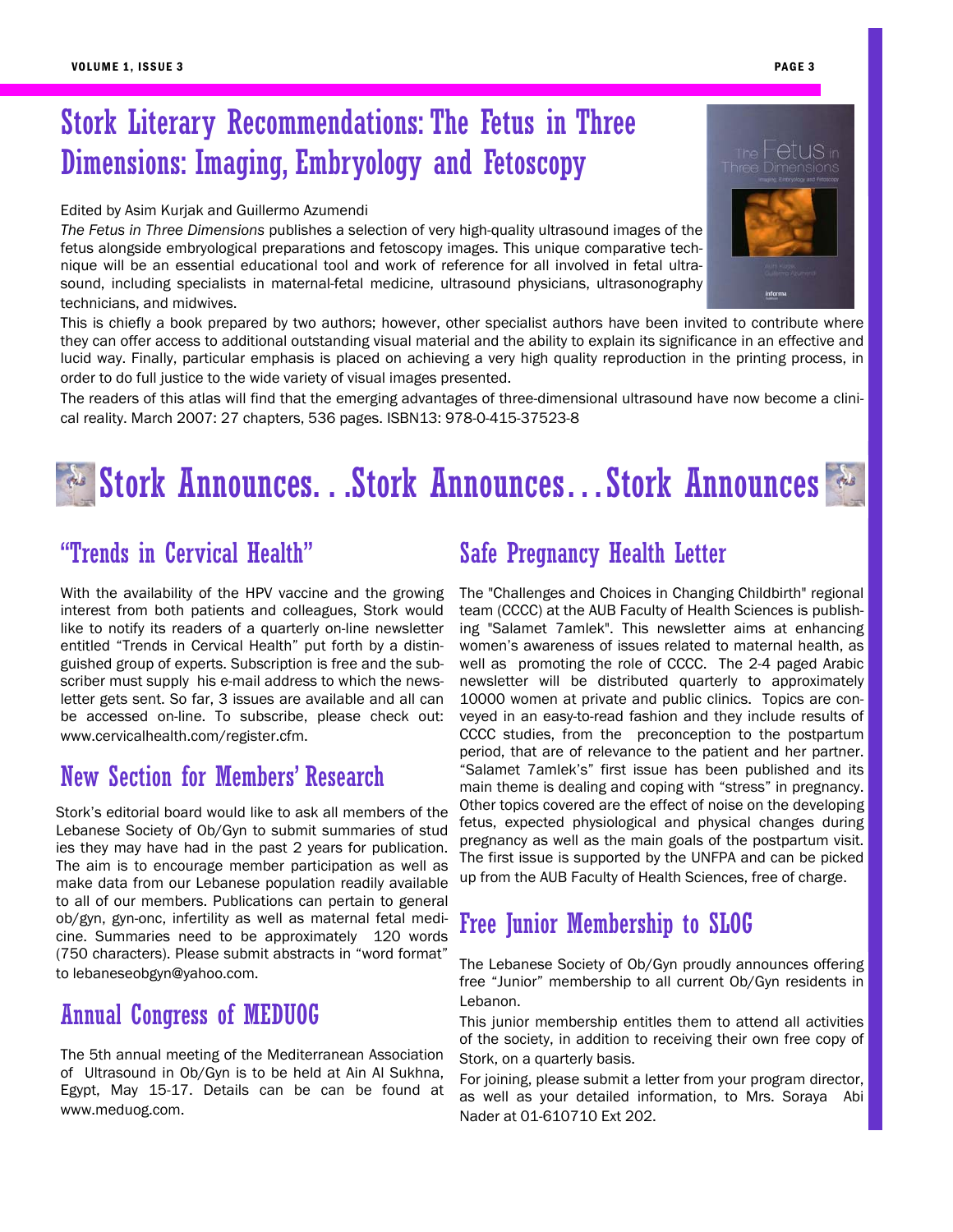# Stork Literary Recommendations: The Fetus in Three Dimensions: Imaging, Embryology and Fetoscopy

Edited by Asim Kurjak and Guillermo Azumendi

*The Fetus in Three Dimensions* publishes a selection of very high-quality ultrasound images of the fetus alongside embryological preparations and fetoscopy images. This unique comparative technique will be an essential educational tool and work of reference for all involved in fetal ultrasound, including specialists in maternal-fetal medicine, ultrasound physicians, ultrasonography technicians, and midwives.

This is chiefly a book prepared by two authors; however, other specialist authors have been invited to contribute where they can offer access to additional outstanding visual material and the ability to explain its significance in an effective and lucid way. Finally, particular emphasis is placed on achieving a very high quality reproduction in the printing process, in order to do full justice to the wide variety of visual images presented.

The readers of this atlas will find that the emerging advantages of three-dimensional ultrasound have now become a clinical reality. March 2007: 27 chapters, 536 pages. ISBN13: 978-0-415-37523-8

# Stork Announces. . .Stork Announces…Stork Announces

## "Trends in Cervical Health"

With the availability of the HPV vaccine and the growing interest from both patients and colleagues, Stork would like to notify its readers of a quarterly on-line newsletter entitled "Trends in Cervical Health" put forth by a distinguished group of experts. Subscription is free and the subscriber must supply his e-mail address to which the newsletter gets sent. So far, 3 issues are available and all can be accessed on-line. To subscribe, please check out: www.cervicalhealth.com/register.cfm.

## New Section for Members' Research

Stork's editorial board would like to ask all members of the Lebanese Society of Ob/Gyn to submit summaries of studies they may have had in the past 2 years for publication. The aim is to encourage member participation as well as make data from our Lebanese population readily available to all of our members. Publications can pertain to general ob/gyn, gyn-onc, infertility as well as maternal fetal medicine. Summaries need to be approximately 120 words (750 characters). Please submit abstracts in "word format" to lebaneseobgyn@yahoo.com.

## Annual Congress of MEDUOG

The 5th annual meeting of the Mediterranean Association of Ultrasound in Ob/Gyn is to be held at Ain Al Sukhna, Egypt, May 15-17. Details can be can be found at www.meduog.com.

## Safe Pregnancy Health Letter

The "Challenges and Choices in Changing Childbirth" regional team (CCCC) at the AUB Faculty of Health Sciences is publishing "Salamet 7amlek". This newsletter aims at enhancing women's awareness of issues related to maternal health, as well as promoting the role of CCCC. The 2-4 paged Arabic newsletter will be distributed quarterly to approximately 10000 women at private and public clinics. Topics are conveyed in an easy-to-read fashion and they include results of CCCC studies, from the preconception to the postpartum period, that are of relevance to the patient and her partner. "Salamet 7amlek's" first issue has been published and its main theme is dealing and coping with "stress" in pregnancy. Other topics covered are the effect of noise on the developing fetus, expected physiological and physical changes during pregnancy as well as the main goals of the postpartum visit. The first issue is supported by the UNFPA and can be picked up from the AUB Faculty of Health Sciences, free of charge.

## Free Junior Membership to SLOG

The Lebanese Society of Ob/Gyn proudly announces offering free "Junior" membership to all current Ob/Gyn residents in Lebanon.

This junior membership entitles them to attend all activities of the society, in addition to receiving their own free copy of Stork, on a quarterly basis.

For joining, please submit a letter from your program director, as well as your detailed information, to Mrs. Soraya Abi Nader at 01-610710 Ext 202.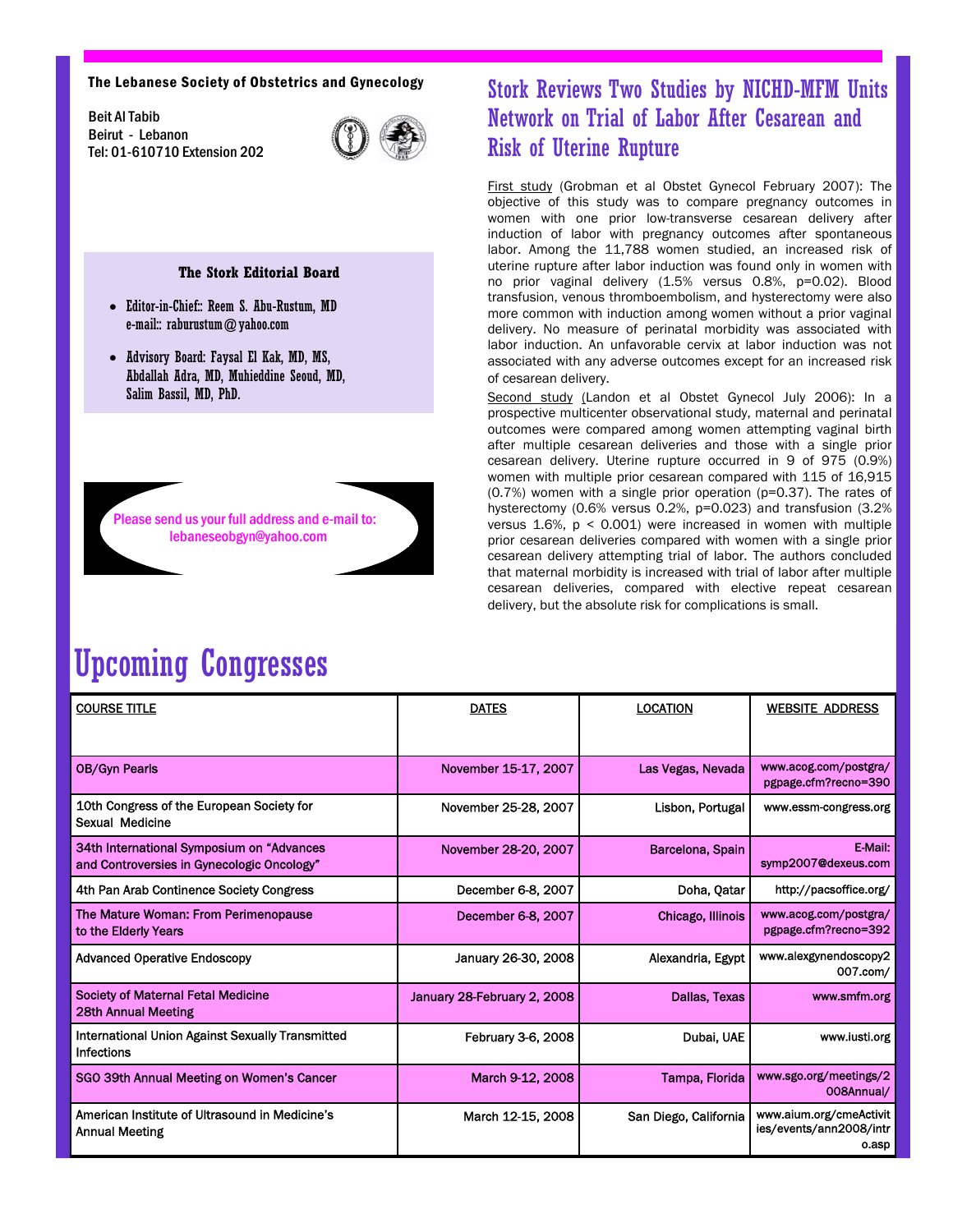**The Lebanese Society of Obstetrics and Gynecology**

Beit Al Tabib
Beirut - Lebanon
Tel: 01-610710 Extension 202

**The Stork Editorial Board**

- Editor-in-Chief:: Reem S. Abu-Rustum, MD
  e-mail:: raburustum@yahoo.com
- Advisory Board: Faysal El Kak, MD, MS, Abdallah Adra, MD, Muhieddine Seoud, MD, Salim Bassil, MD, PhD.

Please send us your full address and e-mail to: lebaneseobgyn@yahoo.com

## Stork Reviews Two Studies by NICHD-MFM Units Network on Trial of Labor After Cesarean and Risk of Uterine Rupture

First study (Grobman et al Obstet Gynecol February 2007): The objective of this study was to compare pregnancy outcomes in women with one prior low-transverse cesarean delivery after induction of labor with pregnancy outcomes after spontaneous labor. Among the 11,788 women studied, an increased risk of uterine rupture after labor induction was found only in women with no prior vaginal delivery (1.5% versus 0.8%, p=0.02). Blood transfusion, venous thromboembolism, and hysterectomy were also more common with induction among women without a prior vaginal delivery. No measure of perinatal morbidity was associated with labor induction. An unfavorable cervix at labor induction was not associated with any adverse outcomes except for an increased risk of cesarean delivery.

Second study (Landon et al Obstet Gynecol July 2006): In a prospective multicenter observational study, maternal and perinatal outcomes were compared among women attempting vaginal birth after multiple cesarean deliveries and those with a single prior cesarean delivery. Uterine rupture occurred in 9 of 975 (0.9%) women with multiple prior cesarean compared with 115 of 16,915 (0.7%) women with a single prior operation (p=0.37). The rates of hysterectomy (0.6% versus 0.2%, p=0.023) and transfusion (3.2% versus 1.6%, p < 0.001) were increased in women with multiple prior cesarean deliveries compared with women with a single prior cesarean delivery attempting trial of labor. The authors concluded that maternal morbidity is increased with trial of labor after multiple cesarean deliveries, compared with elective repeat cesarean delivery, but the absolute risk for complications is small.

# Upcoming Congresses

| COURSE TITLE | DATES | LOCATION | WEBSITE ADDRESS |
|---|---|---|---|
| OB/Gyn Pearls | November 15-17, 2007 | Las Vegas, Nevada | www.acog.com/postgra/pgpage.cfm?recno=390 |
| 10th Congress of the European Society for Sexual Medicine | November 25-28, 2007 | Lisbon, Portugal | www.essm-congress.org |
| 34th International Symposium on “Advances and Controversies in Gynecologic Oncology” | November 28-20, 2007 | Barcelona, Spain | E-Mail: symp2007@dexeus.com |
| 4th Pan Arab Continence Society Congress | December 6-8, 2007 | Doha, Qatar | http://pacsoffice.org/ |
| The Mature Woman: From Perimenopause to the Elderly Years | December 6-8, 2007 | Chicago, Illinois | www.acog.com/postgra/pgpage.cfm?recno=392 |
| Advanced Operative Endoscopy | January 26-30, 2008 | Alexandria, Egypt | www.alexgynendoscopy2007.com/ |
| Society of Maternal Fetal Medicine 28th Annual Meeting | January 28-February 2, 2008 | Dallas, Texas | www.smfm.org |
| International Union Against Sexually Transmitted Infections | February 3-6, 2008 | Dubai, UAE | www.iusti.org |
| SGO 39th Annual Meeting on Women’s Cancer | March 9-12, 2008 | Tampa, Florida | www.sgo.org/meetings/2008Annual/ |
| American Institute of Ultrasound in Medicine’s Annual Meeting | March 12-15, 2008 | San Diego, California | www.aium.org/cmeActivities/events/ann2008/intro.asp |